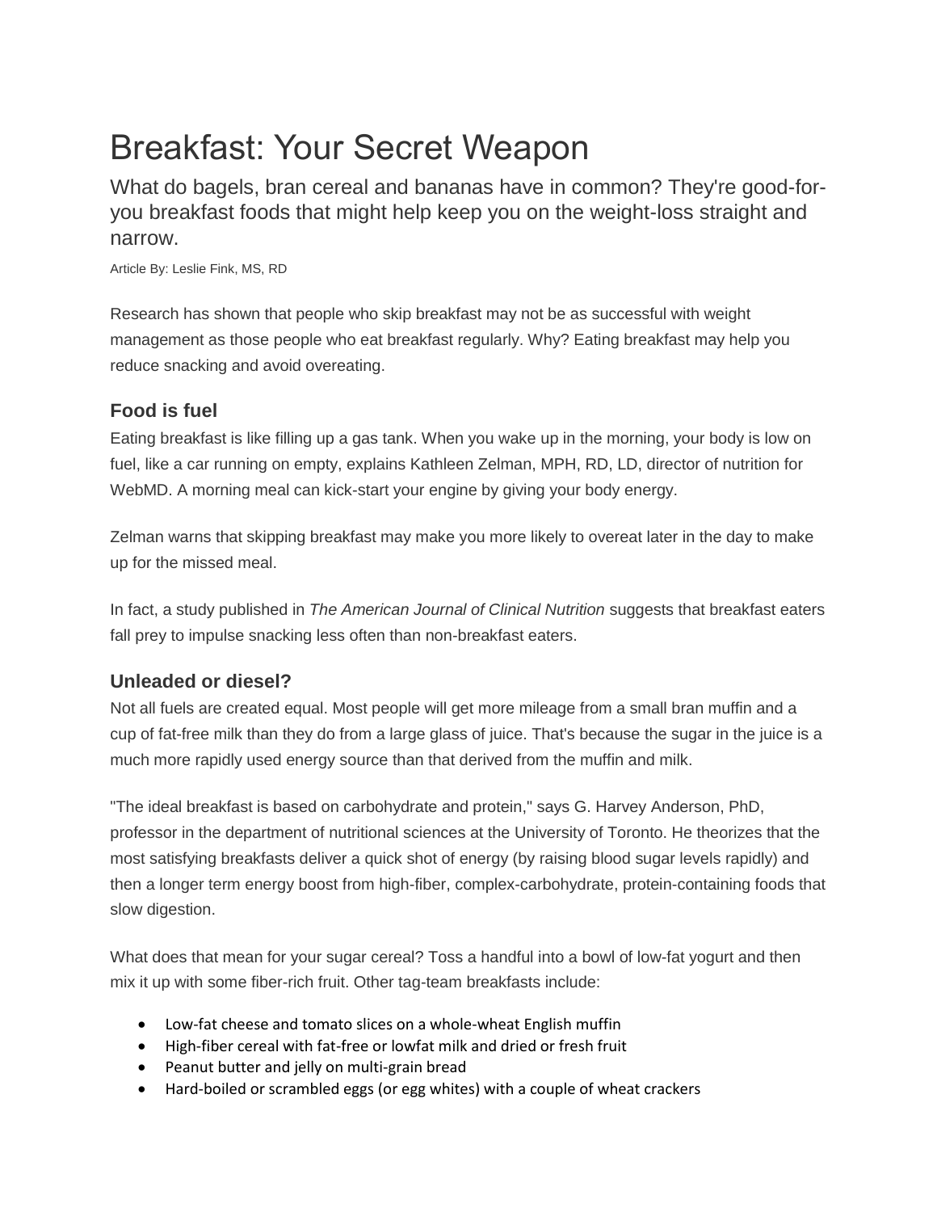# Breakfast: Your Secret Weapon

What do bagels, bran cereal and bananas have in common? They're good-for-you breakfast foods that might help keep you on the weight-loss straight and narrow.

Article By: Leslie Fink, MS, RD

Research has shown that people who skip breakfast may not be as successful with weight management as those people who eat breakfast regularly. Why? Eating breakfast may help you reduce snacking and avoid overeating.

## Food is fuel

Eating breakfast is like filling up a gas tank. When you wake up in the morning, your body is low on fuel, like a car running on empty, explains Kathleen Zelman, MPH, RD, LD, director of nutrition for WebMD. A morning meal can kick-start your engine by giving your body energy.

Zelman warns that skipping breakfast may make you more likely to overeat later in the day to make up for the missed meal.

In fact, a study published in *The American Journal of Clinical Nutrition* suggests that breakfast eaters fall prey to impulse snacking less often than non-breakfast eaters.

## Unleaded or diesel?

Not all fuels are created equal. Most people will get more mileage from a small bran muffin and a cup of fat-free milk than they do from a large glass of juice. That's because the sugar in the juice is a much more rapidly used energy source than that derived from the muffin and milk.

"The ideal breakfast is based on carbohydrate and protein," says G. Harvey Anderson, PhD, professor in the department of nutritional sciences at the University of Toronto. He theorizes that the most satisfying breakfasts deliver a quick shot of energy (by raising blood sugar levels rapidly) and then a longer term energy boost from high-fiber, complex-carbohydrate, protein-containing foods that slow digestion.

What does that mean for your sugar cereal? Toss a handful into a bowl of low-fat yogurt and then mix it up with some fiber-rich fruit. Other tag-team breakfasts include:

- Low-fat cheese and tomato slices on a whole-wheat English muffin
- High-fiber cereal with fat-free or lowfat milk and dried or fresh fruit
- Peanut butter and jelly on multi-grain bread
- Hard-boiled or scrambled eggs (or egg whites) with a couple of wheat crackers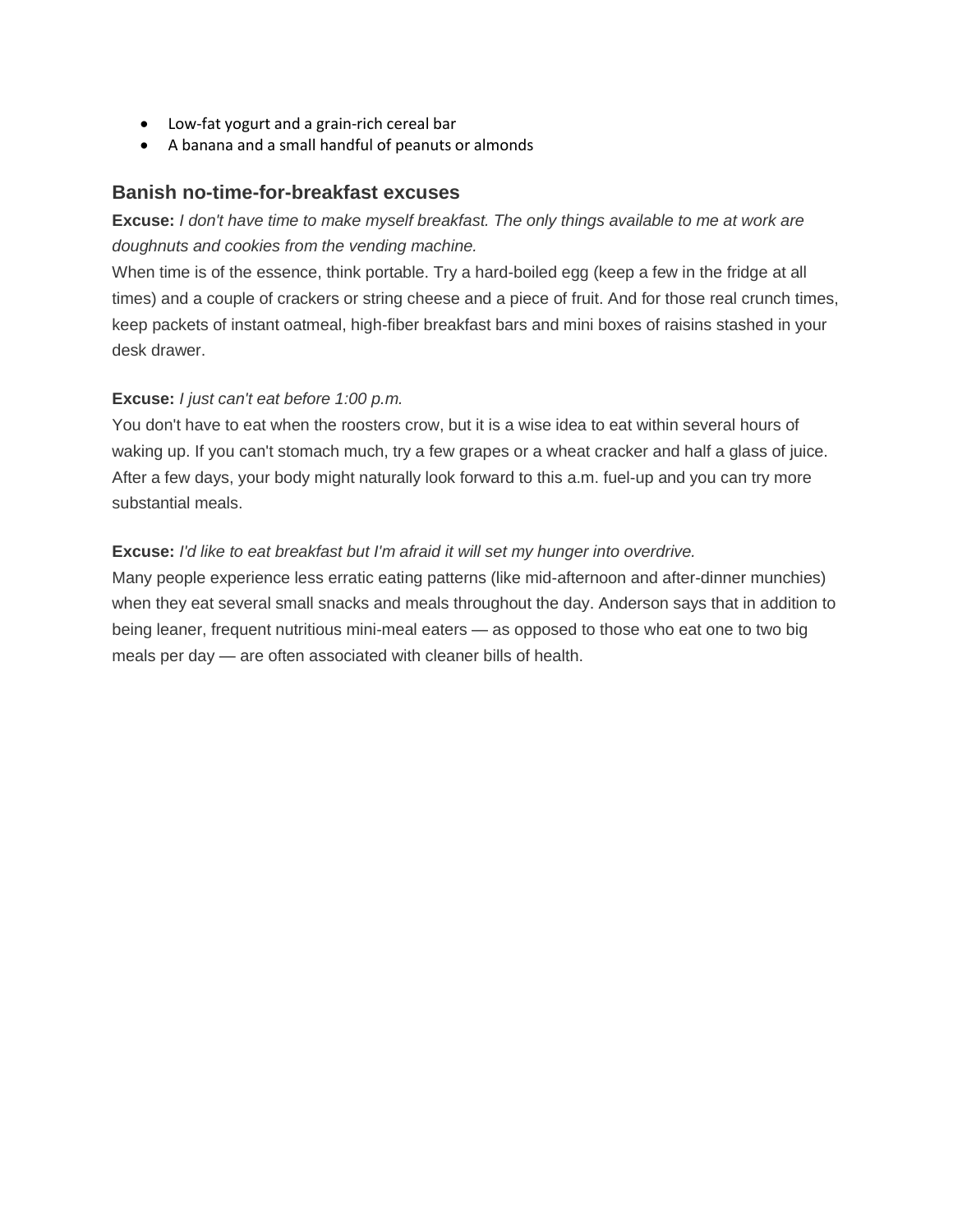- Low-fat yogurt and a grain-rich cereal bar
- A banana and a small handful of peanuts or almonds

## Banish no-time-for-breakfast excuses

**Excuse:** *I don't have time to make myself breakfast. The only things available to me at work are doughnuts and cookies from the vending machine.*
When time is of the essence, think portable. Try a hard-boiled egg (keep a few in the fridge at all times) and a couple of crackers or string cheese and a piece of fruit. And for those real crunch times, keep packets of instant oatmeal, high-fiber breakfast bars and mini boxes of raisins stashed in your desk drawer.

**Excuse:** *I just can't eat before 1:00 p.m.*
You don't have to eat when the roosters crow, but it is a wise idea to eat within several hours of waking up. If you can't stomach much, try a few grapes or a wheat cracker and half a glass of juice. After a few days, your body might naturally look forward to this a.m. fuel-up and you can try more substantial meals.

**Excuse:** *I'd like to eat breakfast but I'm afraid it will set my hunger into overdrive.*
Many people experience less erratic eating patterns (like mid-afternoon and after-dinner munchies) when they eat several small snacks and meals throughout the day. Anderson says that in addition to being leaner, frequent nutritious mini-meal eaters — as opposed to those who eat one to two big meals per day — are often associated with cleaner bills of health.